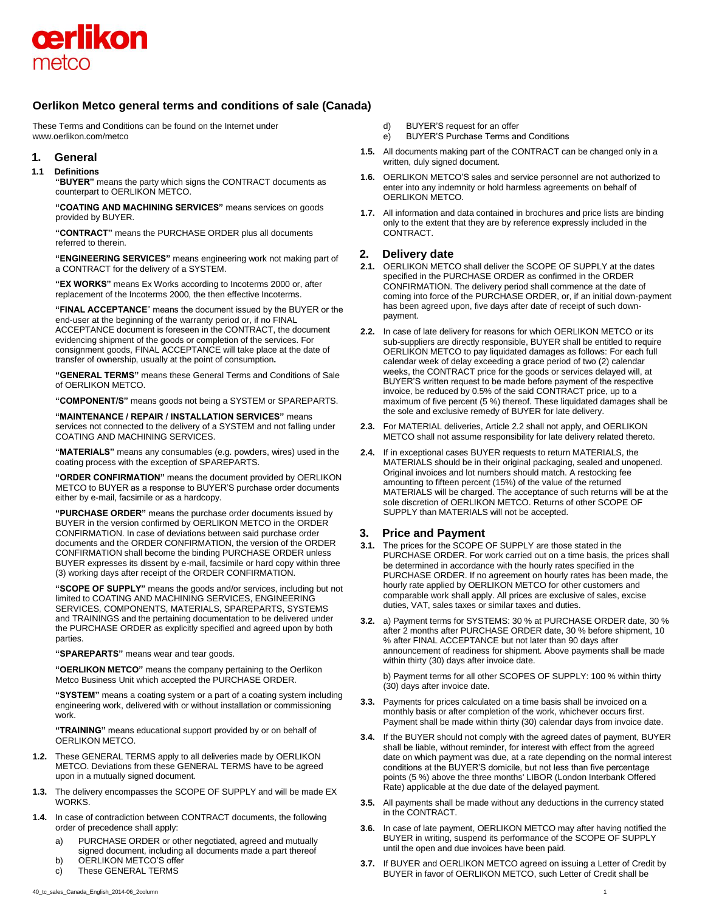# Oerlikon Metco general terms and conditions of sale (Canada)

These Terms and Conditions can be found on the Internet under www.oerlikon.com/metco

## 1. General

**1.1 Definitions**

**"BUYER"** means the party which signs the CONTRACT documents as counterpart to OERLIKON METCO.

**"COATING AND MACHINING SERVICES"** means services on goods provided by BUYER.

**"CONTRACT"** means the PURCHASE ORDER plus all documents referred to therein.

**"ENGINEERING SERVICES"** means engineering work not making part of a CONTRACT for the delivery of a SYSTEM.

**"EX WORKS"** means Ex Works according to Incoterms 2000 or, after replacement of the Incoterms 2000, the then effective Incoterms.

**"FINAL ACCEPTANCE**" means the document issued by the BUYER or the end-user at the beginning of the warranty period or, if no FINAL ACCEPTANCE document is foreseen in the CONTRACT, the document evidencing shipment of the goods or completion of the services. For consignment goods, FINAL ACCEPTANCE will take place at the date of transfer of ownership, usually at the point of consumption**.**

**"GENERAL TERMS"** means these General Terms and Conditions of Sale of OERLIKON METCO.

**"COMPONENT/S"** means goods not being a SYSTEM or SPAREPARTS.

**"MAINTENANCE / REPAIR / INSTALLATION SERVICES"** means services not connected to the delivery of a SYSTEM and not falling under COATING AND MACHINING SERVICES.

**"MATERIALS"** means any consumables (e.g. powders, wires) used in the coating process with the exception of SPAREPARTS.

**"ORDER CONFIRMATION"** means the document provided by OERLIKON METCO to BUYER as a response to BUYER'S purchase order documents either by e-mail, facsimile or as a hardcopy.

**"PURCHASE ORDER"** means the purchase order documents issued by BUYER in the version confirmed by OERLIKON METCO in the ORDER CONFIRMATION. In case of deviations between said purchase order documents and the ORDER CONFIRMATION, the version of the ORDER CONFIRMATION shall become the binding PURCHASE ORDER unless BUYER expresses its dissent by e-mail, facsimile or hard copy within three (3) working days after receipt of the ORDER CONFIRMATION.

**"SCOPE OF SUPPLY"** means the goods and/or services, including but not limited to COATING AND MACHINING SERVICES, ENGINEERING SERVICES, COMPONENTS, MATERIALS, SPAREPARTS, SYSTEMS and TRAININGS and the pertaining documentation to be delivered under the PURCHASE ORDER as explicitly specified and agreed upon by both parties.

**"SPAREPARTS"** means wear and tear goods.

**"OERLIKON METCO"** means the company pertaining to the Oerlikon Metco Business Unit which accepted the PURCHASE ORDER.

**"SYSTEM"** means a coating system or a part of a coating system including engineering work, delivered with or without installation or commissioning work.

**"TRAINING"** means educational support provided by or on behalf of OERLIKON METCO.

**1.2.** These GENERAL TERMS apply to all deliveries made by OERLIKON METCO. Deviations from these GENERAL TERMS have to be agreed upon in a mutually signed document.

**1.3.** The delivery encompasses the SCOPE OF SUPPLY and will be made EX WORKS.

**1.4.** In case of contradiction between CONTRACT documents, the following order of precedence shall apply:

a) PURCHASE ORDER or other negotiated, agreed and mutually signed document, including all documents made a part thereof
b) OERLIKON METCO'S offer
c) These GENERAL TERMS
d) BUYER'S request for an offer
e) BUYER'S Purchase Terms and Conditions

**1.5.** All documents making part of the CONTRACT can be changed only in a written, duly signed document.

**1.6.** OERLIKON METCO'S sales and service personnel are not authorized to enter into any indemnity or hold harmless agreements on behalf of OERLIKON METCO.

**1.7.** All information and data contained in brochures and price lists are binding only to the extent that they are by reference expressly included in the CONTRACT.

## 2. Delivery date

**2.1.** OERLIKON METCO shall deliver the SCOPE OF SUPPLY at the dates specified in the PURCHASE ORDER as confirmed in the ORDER CONFIRMATION. The delivery period shall commence at the date of coming into force of the PURCHASE ORDER, or, if an initial down-payment has been agreed upon, five days after date of receipt of such down-payment.

**2.2.** In case of late delivery for reasons for which OERLIKON METCO or its sub-suppliers are directly responsible, BUYER shall be entitled to require OERLIKON METCO to pay liquidated damages as follows: For each full calendar week of delay exceeding a grace period of two (2) calendar weeks, the CONTRACT price for the goods or services delayed will, at BUYER'S written request to be made before payment of the respective invoice, be reduced by 0.5% of the said CONTRACT price, up to a maximum of five percent (5 %) thereof. These liquidated damages shall be the sole and exclusive remedy of BUYER for late delivery.

**2.3.** For MATERIAL deliveries, Article 2.2 shall not apply, and OERLIKON METCO shall not assume responsibility for late delivery related thereto.

**2.4.** If in exceptional cases BUYER requests to return MATERIALS, the MATERIALS should be in their original packaging, sealed and unopened. Original invoices and lot numbers should match. A restocking fee amounting to fifteen percent (15%) of the value of the returned MATERIALS will be charged. The acceptance of such returns will be at the sole discretion of OERLIKON METCO. Returns of other SCOPE OF SUPPLY than MATERIALS will not be accepted.

## 3. Price and Payment

**3.1.** The prices for the SCOPE OF SUPPLY are those stated in the PURCHASE ORDER. For work carried out on a time basis, the prices shall be determined in accordance with the hourly rates specified in the PURCHASE ORDER. If no agreement on hourly rates has been made, the hourly rate applied by OERLIKON METCO for other customers and comparable work shall apply. All prices are exclusive of sales, excise duties, VAT, sales taxes or similar taxes and duties.

**3.2.** a) Payment terms for SYSTEMS: 30 % at PURCHASE ORDER date, 30 % after 2 months after PURCHASE ORDER date, 30 % before shipment, 10 % after FINAL ACCEPTANCE but not later than 90 days after announcement of readiness for shipment. Above payments shall be made within thirty (30) days after invoice date.

b) Payment terms for all other SCOPES OF SUPPLY: 100 % within thirty (30) days after invoice date.

**3.3.** Payments for prices calculated on a time basis shall be invoiced on a monthly basis or after completion of the work, whichever occurs first. Payment shall be made within thirty (30) calendar days from invoice date.

**3.4.** If the BUYER should not comply with the agreed dates of payment, BUYER shall be liable, without reminder, for interest with effect from the agreed date on which payment was due, at a rate depending on the normal interest conditions at the BUYER'S domicile, but not less than five percentage points (5 %) above the three months' LIBOR (London Interbank Offered Rate) applicable at the due date of the delayed payment.

**3.5.** All payments shall be made without any deductions in the currency stated in the CONTRACT.

**3.6.** In case of late payment, OERLIKON METCO may after having notified the BUYER in writing, suspend its performance of the SCOPE OF SUPPLY until the open and due invoices have been paid.

**3.7.** If BUYER and OERLIKON METCO agreed on issuing a Letter of Credit by BUYER in favor of OERLIKON METCO, such Letter of Credit shall be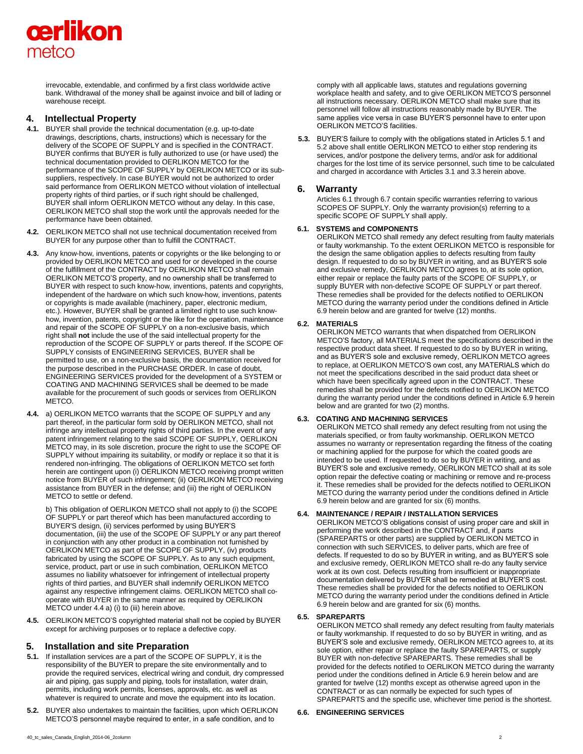irrevocable, extendable, and confirmed by a first class worldwide active bank. Withdrawal of the money shall be against invoice and bill of lading or warehouse receipt.

## 4. Intellectual Property

**4.1.** BUYER shall provide the technical documentation (e.g. up-to-date drawings, descriptions, charts, instructions) which is necessary for the delivery of the SCOPE OF SUPPLY and is specified in the CONTRACT. BUYER confirms that BUYER is fully authorized to use (or have used) the technical documentation provided to OERLIKON METCO for the performance of the SCOPE OF SUPPLY by OERLIKON METCO or its sub-suppliers, respectively. In case BUYER would not be authorized to order said performance from OERLIKON METCO without violation of intellectual property rights of third parties, or if such right should be challenged, BUYER shall inform OERLIKON METCO without any delay. In this case, OERLIKON METCO shall stop the work until the approvals needed for the performance have been obtained.

**4.2.** OERLIKON METCO shall not use technical documentation received from BUYER for any purpose other than to fulfill the CONTRACT.

**4.3.** Any know-how, inventions, patents or copyrights or the like belonging to or provided by OERLIKON METCO and used for or developed in the course of the fulfillment of the CONTRACT by OERLIKON METCO shall remain OERLIKON METCO'S property, and no ownership shall be transferred to BUYER with respect to such know-how, inventions, patents and copyrights, independent of the hardware on which such know-how, inventions, patents or copyrights is made available (machinery, paper, electronic medium, etc.). However, BUYER shall be granted a limited right to use such know-how, invention, patents, copyright or the like for the operation, maintenance and repair of the SCOPE OF SUPPLY on a non-exclusive basis, which right shall **not** include the use of the said intellectual property for the reproduction of the SCOPE OF SUPPLY or parts thereof. If the SCOPE OF SUPPLY consists of ENGINEERING SERVICES, BUYER shall be permitted to use, on a non-exclusive basis, the documentation received for the purpose described in the PURCHASE ORDER. In case of doubt, ENGINEERING SERVICES provided for the development of a SYSTEM or COATING AND MACHINING SERVICES shall be deemed to be made available for the procurement of such goods or services from OERLIKON METCO.

**4.4.** a) OERLIKON METCO warrants that the SCOPE OF SUPPLY and any part thereof, in the particular form sold by OERLIKON METCO, shall not infringe any intellectual property rights of third parties. In the event of any patent infringement relating to the said SCOPE OF SUPPLY, OERLIKON METCO may, in its sole discretion, procure the right to use the SCOPE OF SUPPLY without impairing its suitability, or modify or replace it so that it is rendered non-infringing. The obligations of OERLIKON METCO set forth herein are contingent upon (i) OERLIKON METCO receiving prompt written notice from BUYER of such infringement; (ii) OERLIKON METCO receiving assistance from BUYER in the defense; and (iii) the right of OERLIKON METCO to settle or defend.

b) This obligation of OERLIKON METCO shall not apply to (i) the SCOPE OF SUPPLY or part thereof which has been manufactured according to BUYER'S design, (ii) services performed by using BUYER'S documentation, (iii) the use of the SCOPE OF SUPPLY or any part thereof in conjunction with any other product in a combination not furnished by OERLIKON METCO as part of the SCOPE OF SUPPLY, (iv) products fabricated by using the SCOPE OF SUPPLY. As to any such equipment, service, product, part or use in such combination, OERLIKON METCO assumes no liability whatsoever for infringement of intellectual property rights of third parties, and BUYER shall indemnify OERLIKON METCO against any respective infringement claims. OERLIKON METCO shall co-operate with BUYER in the same manner as required by OERLIKON METCO under 4.4 a) (i) to (iii) herein above.

**4.5.** OERLIKON METCO'S copyrighted material shall not be copied by BUYER except for archiving purposes or to replace a defective copy.

## 5. Installation and site Preparation

**5.1.** If installation services are a part of the SCOPE OF SUPPLY, it is the responsibility of the BUYER to prepare the site environmentally and to provide the required services, electrical wiring and conduit, dry compressed air and piping, gas supply and piping, tools for installation, water drain, permits, including work permits, licenses, approvals, etc. as well as whatever is required to uncrate and move the equipment into its location.

**5.2.** BUYER also undertakes to maintain the facilities, upon which OERLIKON METCO'S personnel maybe required to enter, in a safe condition, and to comply with all applicable laws, statutes and regulations governing workplace health and safety, and to give OERLIKON METCO'S personnel all instructions necessary. OERLIKON METCO shall make sure that its personnel will follow all instructions reasonably made by BUYER. The same applies vice versa in case BUYER'S personnel have to enter upon OERLIKON METCO'S facilities.

**5.3.** BUYER'S failure to comply with the obligations stated in Articles 5.1 and 5.2 above shall entitle OERLIKON METCO to either stop rendering its services, and/or postpone the delivery terms, and/or ask for additional charges for the lost time of its service personnel, such time to be calculated and charged in accordance with Articles 3.1 and 3.3 herein above.

## 6. Warranty

Articles 6.1 through 6.7 contain specific warranties referring to various SCOPES OF SUPPLY. Only the warranty provision(s) referring to a specific SCOPE OF SUPPLY shall apply.

### 6.1. SYSTEMS and COMPONENTS

OERLIKON METCO shall remedy any defect resulting from faulty materials or faulty workmanship. To the extent OERLIKON METCO is responsible for the design the same obligation applies to defects resulting from faulty design. If requested to do so by BUYER in writing, and as BUYER'S sole and exclusive remedy, OERLIKON METCO agrees to, at its sole option, either repair or replace the faulty parts of the SCOPE OF SUPPLY, or supply BUYER with non-defective SCOPE OF SUPPLY or part thereof. These remedies shall be provided for the defects notified to OERLIKON METCO during the warranty period under the conditions defined in Article 6.9 herein below and are granted for twelve (12) months.

### 6.2. MATERIALS

OERLIKON METCO warrants that when dispatched from OERLIKON METCO'S factory, all MATERIALS meet the specifications described in the respective product data sheet. If requested to do so by BUYER in writing, and as BUYER'S sole and exclusive remedy, OERLIKON METCO agrees to replace, at OERLIKON METCO'S own cost, any MATERIALS which do not meet the specifications described in the said product data sheet or which have been specifically agreed upon in the CONTRACT. These remedies shall be provided for the defects notified to OERLIKON METCO during the warranty period under the conditions defined in Article 6.9 herein below and are granted for two (2) months.

### 6.3. COATING AND MACHINING SERVICES

OERLIKON METCO shall remedy any defect resulting from not using the materials specified, or from faulty workmanship. OERLIKON METCO assumes no warranty or representation regarding the fitness of the coating or machining applied for the purpose for which the coated goods are intended to be used. If requested to do so by BUYER in writing, and as BUYER'S sole and exclusive remedy, OERLIKON METCO shall at its sole option repair the defective coating or machining or remove and re-process it. These remedies shall be provided for the defects notified to OERLIKON METCO during the warranty period under the conditions defined in Article 6.9 herein below and are granted for six (6) months.

### 6.4. MAINTENANCE / REPAIR / INSTALLATION SERVICES

OERLIKON METCO'S obligations consist of using proper care and skill in performing the work described in the CONTRACT and, if parts (SPAREPARTS or other parts) are supplied by OERLIKON METCO in connection with such SERVICES, to deliver parts, which are free of defects. If requested to do so by BUYER in writing, and as BUYER'S sole and exclusive remedy, OERLIKON METCO shall re-do any faulty service work at its own cost. Defects resulting from insufficient or inappropriate documentation delivered by BUYER shall be remedied at BUYER'S cost. These remedies shall be provided for the defects notified to OERLIKON METCO during the warranty period under the conditions defined in Article 6.9 herein below and are granted for six (6) months.

### 6.5. SPAREPARTS

OERLIKON METCO shall remedy any defect resulting from faulty materials or faulty workmanship. If requested to do so by BUYER in writing, and as BUYER'S sole and exclusive remedy, OERLIKON METCO agrees to, at its sole option, either repair or replace the faulty SPAREPARTS, or supply BUYER with non-defective SPAREPARTS. These remedies shall be provided for the defects notified to OERLIKON METCO during the warranty period under the conditions defined in Article 6.9 herein below and are granted for twelve (12) months except as otherwise agreed upon in the CONTRACT or as can normally be expected for such types of SPAREPARTS and the specific use, whichever time period is the shortest.

### 6.6. ENGINEERING SERVICES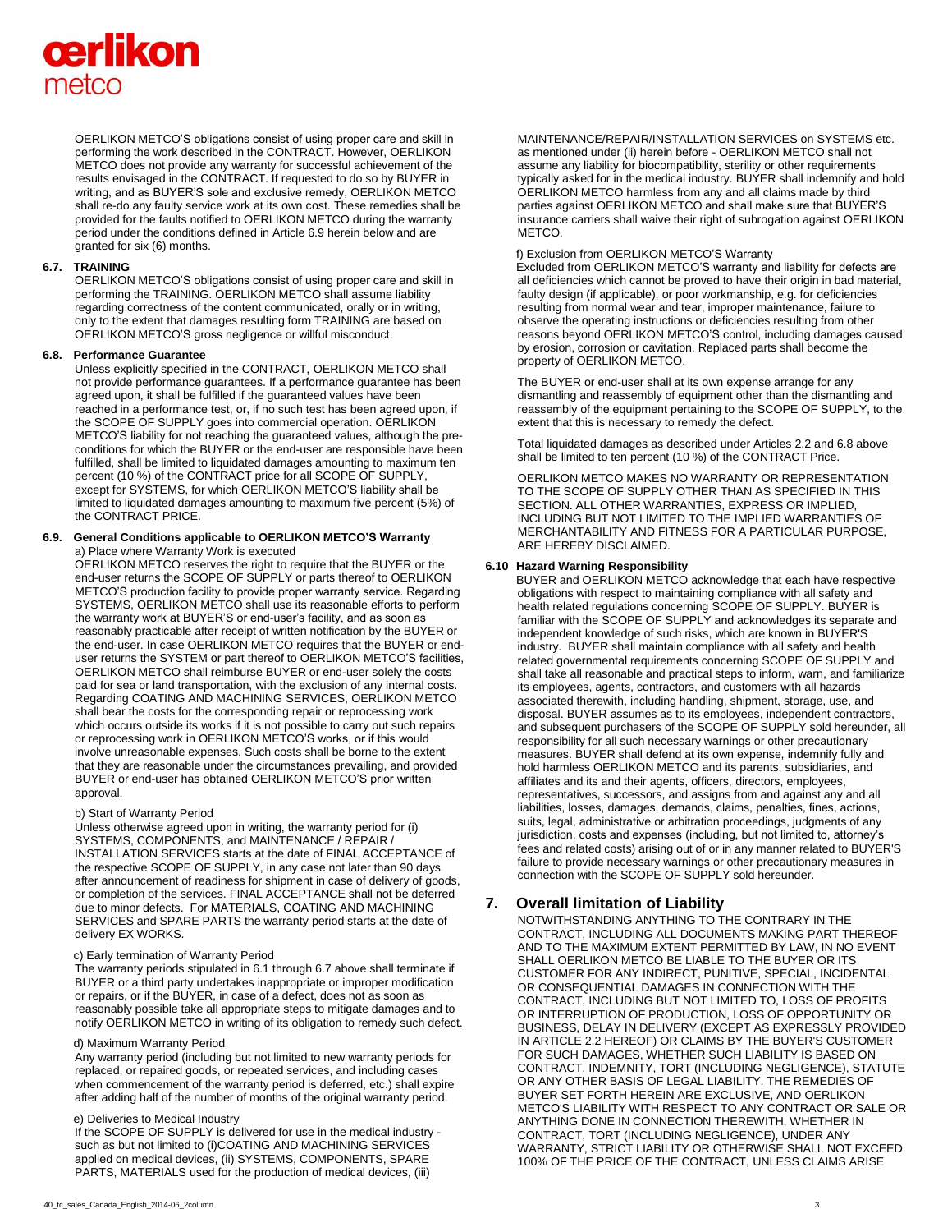OERLIKON METCO'S obligations consist of using proper care and skill in performing the work described in the CONTRACT. However, OERLIKON METCO does not provide any warranty for successful achievement of the results envisaged in the CONTRACT. If requested to do so by BUYER in writing, and as BUYER'S sole and exclusive remedy, OERLIKON METCO shall re-do any faulty service work at its own cost. These remedies shall be provided for the faults notified to OERLIKON METCO during the warranty period under the conditions defined in Article 6.9 herein below and are granted for six (6) months.

### 6.7. TRAINING

OERLIKON METCO'S obligations consist of using proper care and skill in performing the TRAINING. OERLIKON METCO shall assume liability regarding correctness of the content communicated, orally or in writing, only to the extent that damages resulting form TRAINING are based on OERLIKON METCO'S gross negligence or willful misconduct.

### 6.8. Performance Guarantee

Unless explicitly specified in the CONTRACT, OERLIKON METCO shall not provide performance guarantees. If a performance guarantee has been agreed upon, it shall be fulfilled if the guaranteed values have been reached in a performance test, or, if no such test has been agreed upon, if the SCOPE OF SUPPLY goes into commercial operation. OERLIKON METCO'S liability for not reaching the guaranteed values, although the pre-conditions for which the BUYER or the end-user are responsible have been fulfilled, shall be limited to liquidated damages amounting to maximum ten percent (10 %) of the CONTRACT price for all SCOPE OF SUPPLY, except for SYSTEMS, for which OERLIKON METCO'S liability shall be limited to liquidated damages amounting to maximum five percent (5%) of the CONTRACT PRICE.

### 6.9. General Conditions applicable to OERLIKON METCO'S Warranty

a) Place where Warranty Work is executed

OERLIKON METCO reserves the right to require that the BUYER or the end-user returns the SCOPE OF SUPPLY or parts thereof to OERLIKON METCO'S production facility to provide proper warranty service. Regarding SYSTEMS, OERLIKON METCO shall use its reasonable efforts to perform the warranty work at BUYER'S or end-user's facility, and as soon as reasonably practicable after receipt of written notification by the BUYER or the end-user. In case OERLIKON METCO requires that the BUYER or end-user returns the SYSTEM or part thereof to OERLIKON METCO'S facilities, OERLIKON METCO shall reimburse BUYER or end-user solely the costs paid for sea or land transportation, with the exclusion of any internal costs. Regarding COATING AND MACHINING SERVICES, OERLIKON METCO shall bear the costs for the corresponding repair or reprocessing work which occurs outside its works if it is not possible to carry out such repairs or reprocessing work in OERLIKON METCO'S works, or if this would involve unreasonable expenses. Such costs shall be borne to the extent that they are reasonable under the circumstances prevailing, and provided BUYER or end-user has obtained OERLIKON METCO'S prior written approval.

b) Start of Warranty Period

Unless otherwise agreed upon in writing, the warranty period for (i) SYSTEMS, COMPONENTS, and MAINTENANCE / REPAIR / INSTALLATION SERVICES starts at the date of FINAL ACCEPTANCE of the respective SCOPE OF SUPPLY, in any case not later than 90 days after announcement of readiness for shipment in case of delivery of goods, or completion of the services. FINAL ACCEPTANCE shall not be deferred due to minor defects. For MATERIALS, COATING AND MACHINING SERVICES and SPARE PARTS the warranty period starts at the date of delivery EX WORKS.

c) Early termination of Warranty Period

The warranty periods stipulated in 6.1 through 6.7 above shall terminate if BUYER or a third party undertakes inappropriate or improper modification or repairs, or if the BUYER, in case of a defect, does not as soon as reasonably possible take all appropriate steps to mitigate damages and to notify OERLIKON METCO in writing of its obligation to remedy such defect.

d) Maximum Warranty Period

Any warranty period (including but not limited to new warranty periods for replaced, or repaired goods, or repeated services, and including cases when commencement of the warranty period is deferred, etc.) shall expire after adding half of the number of months of the original warranty period.

e) Deliveries to Medical Industry

If the SCOPE OF SUPPLY is delivered for use in the medical industry - such as but not limited to (i)COATING AND MACHINING SERVICES applied on medical devices, (ii) SYSTEMS, COMPONENTS, SPARE PARTS, MATERIALS used for the production of medical devices, (iii) MAINTENANCE/REPAIR/INSTALLATION SERVICES on SYSTEMS etc. as mentioned under (ii) herein before - OERLIKON METCO shall not assume any liability for biocompatibility, sterility or other requirements typically asked for in the medical industry. BUYER shall indemnify and hold OERLIKON METCO harmless from any and all claims made by third parties against OERLIKON METCO and shall make sure that BUYER'S insurance carriers shall waive their right of subrogation against OERLIKON METCO.

f) Exclusion from OERLIKON METCO'S Warranty

Excluded from OERLIKON METCO'S warranty and liability for defects are all deficiencies which cannot be proved to have their origin in bad material, faulty design (if applicable), or poor workmanship, e.g. for deficiencies resulting from normal wear and tear, improper maintenance, failure to observe the operating instructions or deficiencies resulting from other reasons beyond OERLIKON METCO'S control, including damages caused by erosion, corrosion or cavitation. Replaced parts shall become the property of OERLIKON METCO.

The BUYER or end-user shall at its own expense arrange for any dismantling and reassembly of equipment other than the dismantling and reassembly of the equipment pertaining to the SCOPE OF SUPPLY, to the extent that this is necessary to remedy the defect.

Total liquidated damages as described under Articles 2.2 and 6.8 above shall be limited to ten percent (10 %) of the CONTRACT Price.

OERLIKON METCO MAKES NO WARRANTY OR REPRESENTATION TO THE SCOPE OF SUPPLY OTHER THAN AS SPECIFIED IN THIS SECTION. ALL OTHER WARRANTIES, EXPRESS OR IMPLIED, INCLUDING BUT NOT LIMITED TO THE IMPLIED WARRANTIES OF MERCHANTABILITY AND FITNESS FOR A PARTICULAR PURPOSE, ARE HEREBY DISCLAIMED.

### 6.10 Hazard Warning Responsibility

BUYER and OERLIKON METCO acknowledge that each have respective obligations with respect to maintaining compliance with all safety and health related regulations concerning SCOPE OF SUPPLY. BUYER is familiar with the SCOPE OF SUPPLY and acknowledges its separate and independent knowledge of such risks, which are known in BUYER'S industry. BUYER shall maintain compliance with all safety and health related governmental requirements concerning SCOPE OF SUPPLY and shall take all reasonable and practical steps to inform, warn, and familiarize its employees, agents, contractors, and customers with all hazards associated therewith, including handling, shipment, storage, use, and disposal. BUYER assumes as to its employees, independent contractors, and subsequent purchasers of the SCOPE OF SUPPLY sold hereunder, all responsibility for all such necessary warnings or other precautionary measures. BUYER shall defend at its own expense, indemnify fully and hold harmless OERLIKON METCO and its parents, subsidiaries, and affiliates and its and their agents, officers, directors, employees, representatives, successors, and assigns from and against any and all liabilities, losses, damages, demands, claims, penalties, fines, actions, suits, legal, administrative or arbitration proceedings, judgments of any jurisdiction, costs and expenses (including, but not limited to, attorney's fees and related costs) arising out of or in any manner related to BUYER'S failure to provide necessary warnings or other precautionary measures in connection with the SCOPE OF SUPPLY sold hereunder.

## 7. Overall limitation of Liability

NOTWITHSTANDING ANYTHING TO THE CONTRARY IN THE CONTRACT, INCLUDING ALL DOCUMENTS MAKING PART THEREOF AND TO THE MAXIMUM EXTENT PERMITTED BY LAW, IN NO EVENT SHALL OERLIKON METCO BE LIABLE TO THE BUYER OR ITS CUSTOMER FOR ANY INDIRECT, PUNITIVE, SPECIAL, INCIDENTAL OR CONSEQUENTIAL DAMAGES IN CONNECTION WITH THE CONTRACT, INCLUDING BUT NOT LIMITED TO, LOSS OF PROFITS OR INTERRUPTION OF PRODUCTION, LOSS OF OPPORTUNITY OR BUSINESS, DELAY IN DELIVERY (EXCEPT AS EXPRESSLY PROVIDED IN ARTICLE 2.2 HEREOF) OR CLAIMS BY THE BUYER'S CUSTOMER FOR SUCH DAMAGES, WHETHER SUCH LIABILITY IS BASED ON CONTRACT, INDEMNITY, TORT (INCLUDING NEGLIGENCE), STATUTE OR ANY OTHER BASIS OF LEGAL LIABILITY. THE REMEDIES OF BUYER SET FORTH HEREIN ARE EXCLUSIVE, AND OERLIKON METCO'S LIABILITY WITH RESPECT TO ANY CONTRACT OR SALE OR ANYTHING DONE IN CONNECTION THEREWITH, WHETHER IN CONTRACT, TORT (INCLUDING NEGLIGENCE), UNDER ANY WARRANTY, STRICT LIABILITY OR OTHERWISE SHALL NOT EXCEED 100% OF THE PRICE OF THE CONTRACT, UNLESS CLAIMS ARISE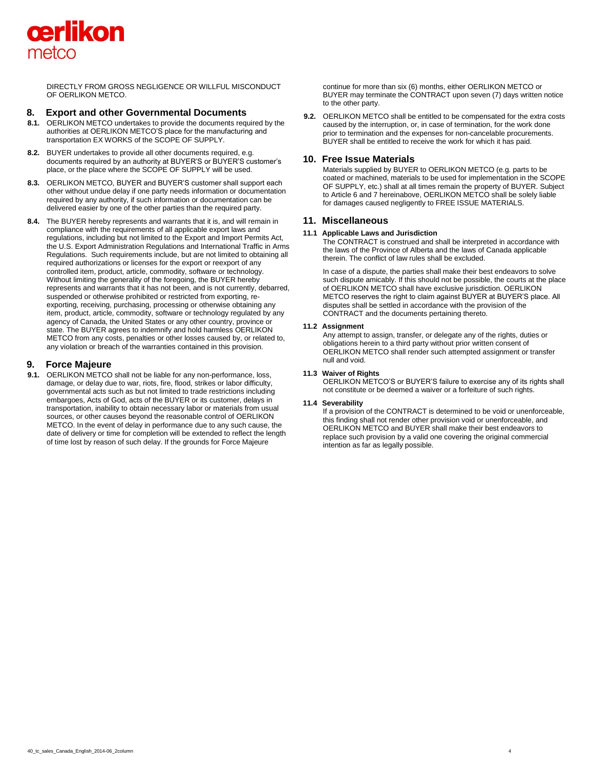DIRECTLY FROM GROSS NEGLIGENCE OR WILLFUL MISCONDUCT OF OERLIKON METCO.

## 8. Export and other Governmental Documents

**8.1.** OERLIKON METCO undertakes to provide the documents required by the authorities at OERLIKON METCO'S place for the manufacturing and transportation EX WORKS of the SCOPE OF SUPPLY.

**8.2.** BUYER undertakes to provide all other documents required, e.g. documents required by an authority at BUYER'S or BUYER'S customer's place, or the place where the SCOPE OF SUPPLY will be used.

**8.3.** OERLIKON METCO, BUYER and BUYER'S customer shall support each other without undue delay if one party needs information or documentation required by any authority, if such information or documentation can be delivered easier by one of the other parties than the required party.

**8.4.** The BUYER hereby represents and warrants that it is, and will remain in compliance with the requirements of all applicable export laws and regulations, including but not limited to the Export and Import Permits Act, the U.S. Export Administration Regulations and International Traffic in Arms Regulations. Such requirements include, but are not limited to obtaining all required authorizations or licenses for the export or reexport of any controlled item, product, article, commodity, software or technology. Without limiting the generality of the foregoing, the BUYER hereby represents and warrants that it has not been, and is not currently, debarred, suspended or otherwise prohibited or restricted from exporting, re-exporting, receiving, purchasing, processing or otherwise obtaining any item, product, article, commodity, software or technology regulated by any agency of Canada, the United States or any other country, province or state. The BUYER agrees to indemnify and hold harmless OERLIKON METCO from any costs, penalties or other losses caused by, or related to, any violation or breach of the warranties contained in this provision.

## 9. Force Majeure

**9.1.** OERLIKON METCO shall not be liable for any non-performance, loss, damage, or delay due to war, riots, fire, flood, strikes or labor difficulty, governmental acts such as but not limited to trade restrictions including embargoes, Acts of God, acts of the BUYER or its customer, delays in transportation, inability to obtain necessary labor or materials from usual sources, or other causes beyond the reasonable control of OERLIKON METCO. In the event of delay in performance due to any such cause, the date of delivery or time for completion will be extended to reflect the length of time lost by reason of such delay. If the grounds for Force Majeure continue for more than six (6) months, either OERLIKON METCO or BUYER may terminate the CONTRACT upon seven (7) days written notice to the other party.

**9.2.** OERLIKON METCO shall be entitled to be compensated for the extra costs caused by the interruption, or, in case of termination, for the work done prior to termination and the expenses for non-cancelable procurements. BUYER shall be entitled to receive the work for which it has paid.

## 10. Free Issue Materials

Materials supplied by BUYER to OERLIKON METCO (e.g. parts to be coated or machined, materials to be used for implementation in the SCOPE OF SUPPLY, etc.) shall at all times remain the property of BUYER. Subject to Article 6 and 7 hereinabove, OERLIKON METCO shall be solely liable for damages caused negligently to FREE ISSUE MATERIALS.

## 11. Miscellaneous

### 11.1 Applicable Laws and Jurisdiction

The CONTRACT is construed and shall be interpreted in accordance with the laws of the Province of Alberta and the laws of Canada applicable therein. The conflict of law rules shall be excluded.

In case of a dispute, the parties shall make their best endeavors to solve such dispute amicably. If this should not be possible, the courts at the place of OERLIKON METCO shall have exclusive jurisdiction. OERLIKON METCO reserves the right to claim against BUYER at BUYER'S place. All disputes shall be settled in accordance with the provision of the CONTRACT and the documents pertaining thereto.

### 11.2 Assignment

Any attempt to assign, transfer, or delegate any of the rights, duties or obligations herein to a third party without prior written consent of OERLIKON METCO shall render such attempted assignment or transfer null and void.

### 11.3 Waiver of Rights

OERLIKON METCO'S or BUYER'S failure to exercise any of its rights shall not constitute or be deemed a waiver or a forfeiture of such rights.

### 11.4 Severability

If a provision of the CONTRACT is determined to be void or unenforceable, this finding shall not render other provision void or unenforceable, and OERLIKON METCO and BUYER shall make their best endeavors to replace such provision by a valid one covering the original commercial intention as far as legally possible.